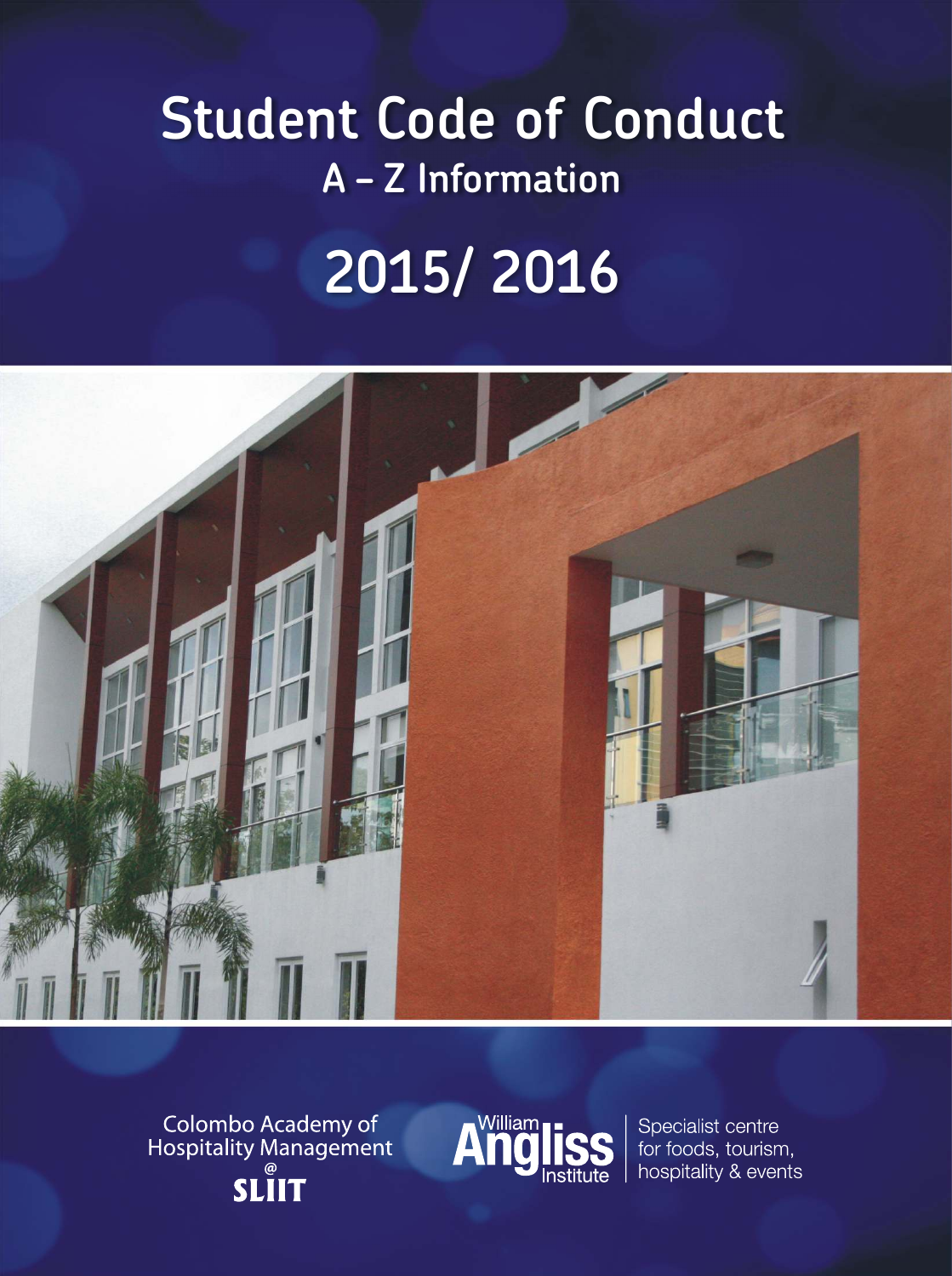# Student Code of Conduct

## A – Z Information

## 2015/ 2016

Colombo Academy of Hospitality Management
@
SLIIT

William Angliss Institute

Specialist centre for foods, tourism, hospitality & events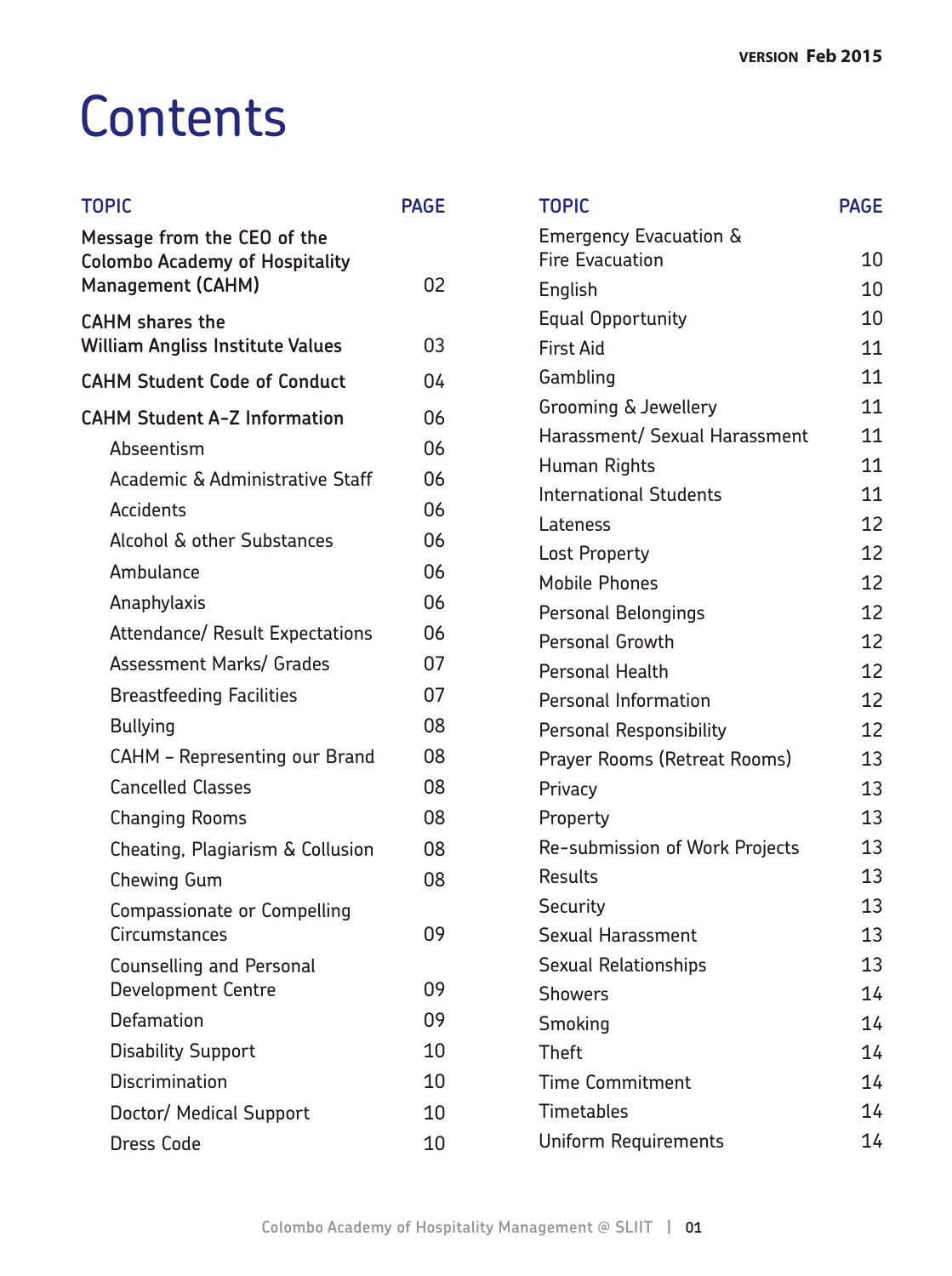VERSION Feb 2015

# Contents

| TOPIC | PAGE |
|---|---|
| **Message from the CEO of the Colombo Academy of Hospitality Management (CAHM)** | 02 |
| **CAHM shares the William Angliss Institute Values** | 03 |
| **CAHM Student Code of Conduct** | 04 |
| **CAHM Student A-Z Information** | 06 |
| Abseentism | 06 |
| Academic & Administrative Staff | 06 |
| Accidents | 06 |
| Alcohol & other Substances | 06 |
| Ambulance | 06 |
| Anaphylaxis | 06 |
| Attendance/ Result Expectations | 06 |
| Assessment Marks/ Grades | 07 |
| Breastfeeding Facilities | 07 |
| Bullying | 08 |
| CAHM – Representing our Brand | 08 |
| Cancelled Classes | 08 |
| Changing Rooms | 08 |
| Cheating, Plagiarism & Collusion | 08 |
| Chewing Gum | 08 |
| Compassionate or Compelling Circumstances | 09 |
| Counselling and Personal Development Centre | 09 |
| Defamation | 09 |
| Disability Support | 10 |
| Discrimination | 10 |
| Doctor/ Medical Support | 10 |
| Dress Code | 10 |
| Emergency Evacuation & Fire Evacuation | 10 |
| English | 10 |
| Equal Opportunity | 10 |
| First Aid | 11 |
| Gambling | 11 |
| Grooming & Jewellery | 11 |
| Harassment/ Sexual Harassment | 11 |
| Human Rights | 11 |
| International Students | 11 |
| Lateness | 12 |
| Lost Property | 12 |
| Mobile Phones | 12 |
| Personal Belongings | 12 |
| Personal Growth | 12 |
| Personal Health | 12 |
| Personal Information | 12 |
| Personal Responsibility | 12 |
| Prayer Rooms (Retreat Rooms) | 13 |
| Privacy | 13 |
| Property | 13 |
| Re-submission of Work Projects | 13 |
| Results | 13 |
| Security | 13 |
| Sexual Harassment | 13 |
| Sexual Relationships | 13 |
| Showers | 14 |
| Smoking | 14 |
| Theft | 14 |
| Time Commitment | 14 |
| Timetables | 14 |
| Uniform Requirements | 14 |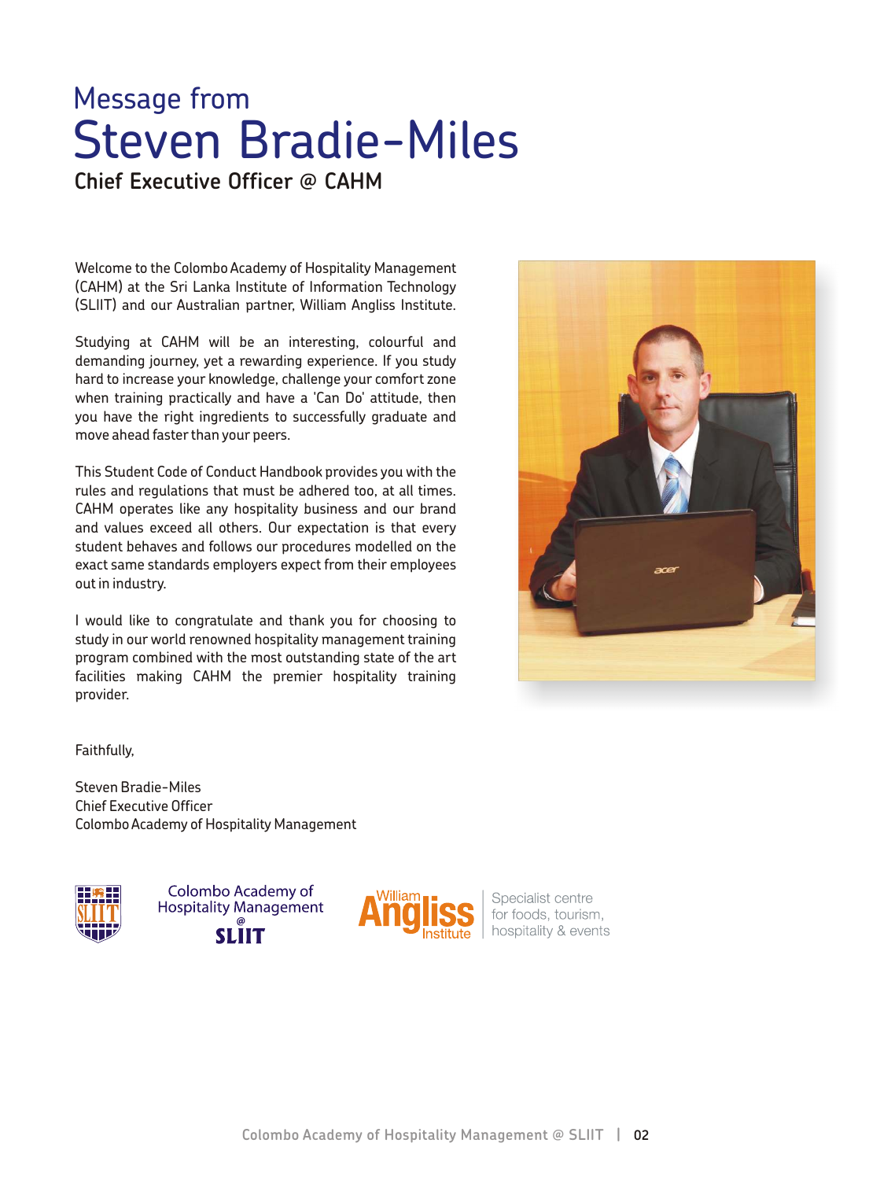# Message from Steven Bradie-Miles

**Chief Executive Officer @ CAHM**

Welcome to the Colombo Academy of Hospitality Management (CAHM) at the Sri Lanka Institute of Information Technology (SLIIT) and our Australian partner, William Angliss Institute.

Studying at CAHM will be an interesting, colourful and demanding journey, yet a rewarding experience. If you study hard to increase your knowledge, challenge your comfort zone when training practically and have a 'Can Do' attitude, then you have the right ingredients to successfully graduate and move ahead faster than your peers.

This Student Code of Conduct Handbook provides you with the rules and regulations that must be adhered too, at all times. CAHM operates like any hospitality business and our brand and values exceed all others. Our expectation is that every student behaves and follows our procedures modelled on the exact same standards employers expect from their employees out in industry.

I would like to congratulate and thank you for choosing to study in our world renowned hospitality management training program combined with the most outstanding state of the art facilities making CAHM the premier hospitality training provider.

Faithfully,

Steven Bradie-Miles
Chief Executive Officer
Colombo Academy of Hospitality Management

Colombo Academy of Hospitality Management @ SLIIT

William Angliss Institute — Specialist centre for foods, tourism, hospitality & events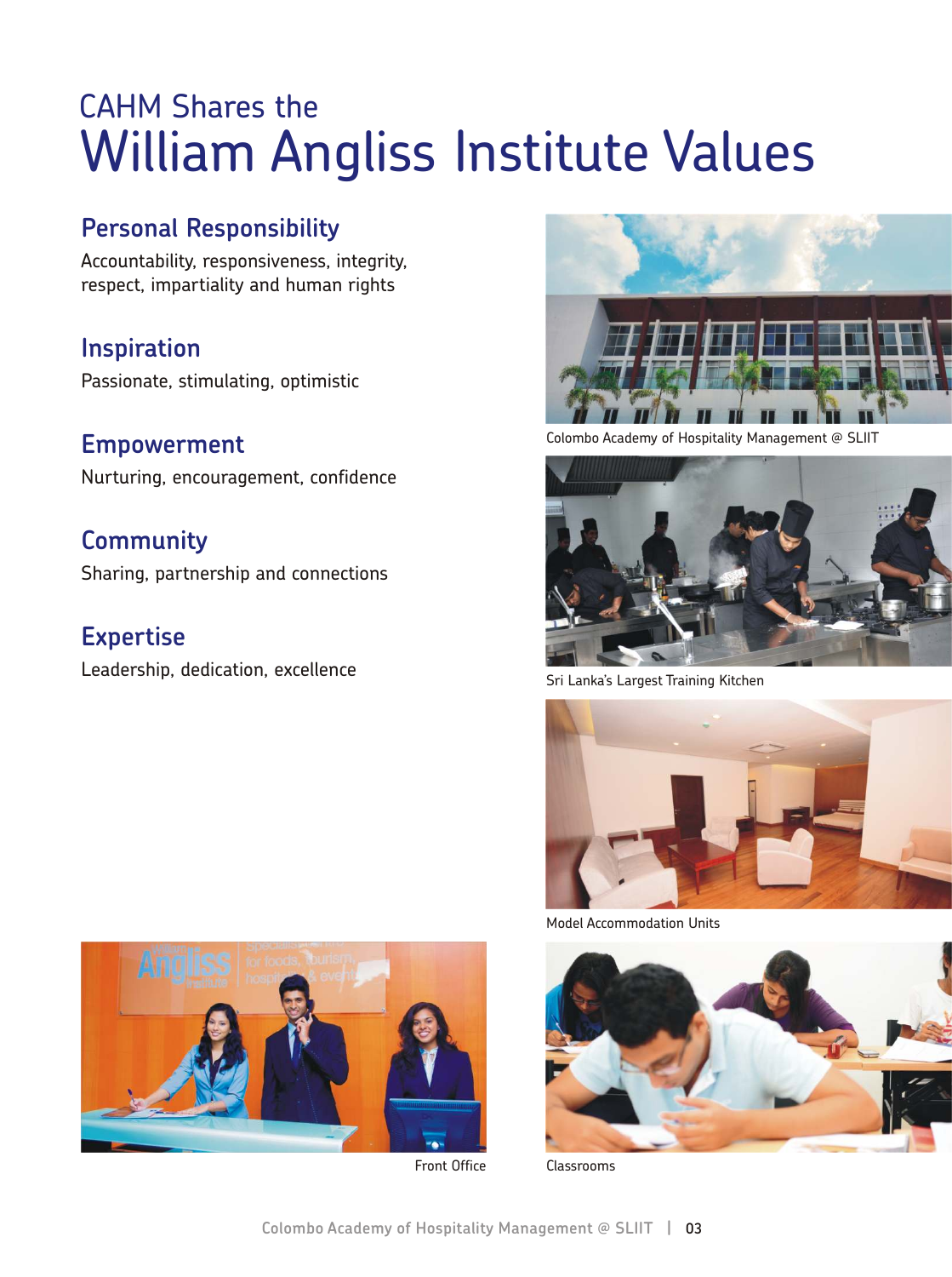# CAHM Shares the William Angliss Institute Values

## Personal Responsibility

Accountability, responsiveness, integrity, respect, impartiality and human rights

## Inspiration

Passionate, stimulating, optimistic

## Empowerment

Nurturing, encouragement, confidence

## Community

Sharing, partnership and connections

## Expertise

Leadership, dedication, excellence

Colombo Academy of Hospitality Management @ SLIIT

Sri Lanka's Largest Training Kitchen

Model Accommodation Units

Front Office

Classrooms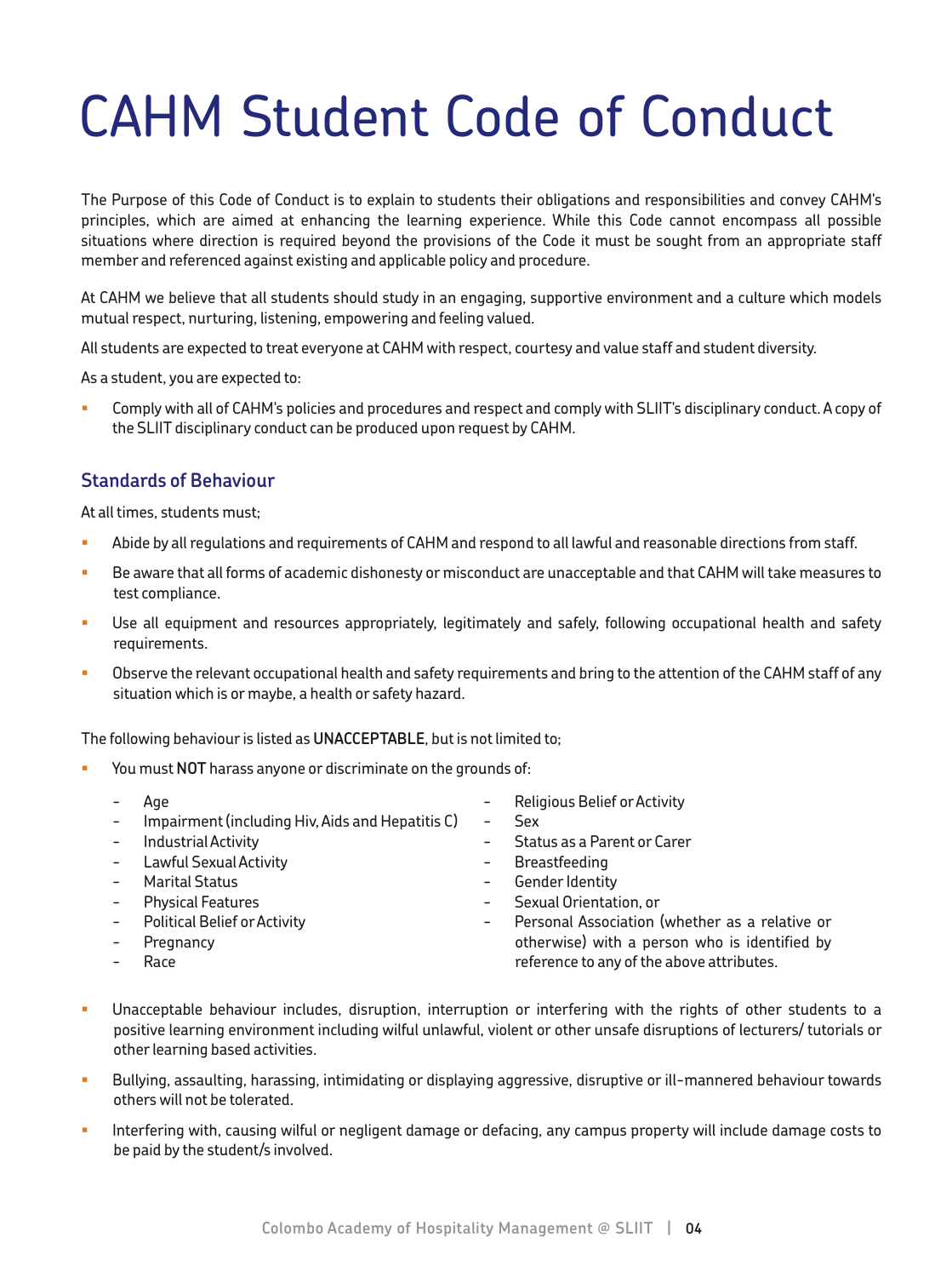# CAHM Student Code of Conduct

The Purpose of this Code of Conduct is to explain to students their obligations and responsibilities and convey CAHM's principles, which are aimed at enhancing the learning experience. While this Code cannot encompass all possible situations where direction is required beyond the provisions of the Code it must be sought from an appropriate staff member and referenced against existing and applicable policy and procedure.

At CAHM we believe that all students should study in an engaging, supportive environment and a culture which models mutual respect, nurturing, listening, empowering and feeling valued.

All students are expected to treat everyone at CAHM with respect, courtesy and value staff and student diversity.

As a student, you are expected to:

- Comply with all of CAHM's policies and procedures and respect and comply with SLIIT's disciplinary conduct. A copy of the SLIIT disciplinary conduct can be produced upon request by CAHM.

## Standards of Behaviour

At all times, students must;

- Abide by all regulations and requirements of CAHM and respond to all lawful and reasonable directions from staff.
- Be aware that all forms of academic dishonesty or misconduct are unacceptable and that CAHM will take measures to test compliance.
- Use all equipment and resources appropriately, legitimately and safely, following occupational health and safety requirements.
- Observe the relevant occupational health and safety requirements and bring to the attention of the CAHM staff of any situation which is or maybe, a health or safety hazard.

The following behaviour is listed as UNACCEPTABLE, but is not limited to;

- You must NOT harass anyone or discriminate on the grounds of:
  - Age
  - Impairment (including Hiv, Aids and Hepatitis C)
  - Industrial Activity
  - Lawful Sexual Activity
  - Marital Status
  - Physical Features
  - Political Belief or Activity
  - Pregnancy
  - Race
  - Religious Belief or Activity
  - Sex
  - Status as a Parent or Carer
  - Breastfeeding
  - Gender Identity
  - Sexual Orientation, or
  - Personal Association (whether as a relative or otherwise) with a person who is identified by reference to any of the above attributes.
- Unacceptable behaviour includes, disruption, interruption or interfering with the rights of other students to a positive learning environment including wilful unlawful, violent or other unsafe disruptions of lecturers/ tutorials or other learning based activities.
- Bullying, assaulting, harassing, intimidating or displaying aggressive, disruptive or ill-mannered behaviour towards others will not be tolerated.
- Interfering with, causing wilful or negligent damage or defacing, any campus property will include damage costs to be paid by the student/s involved.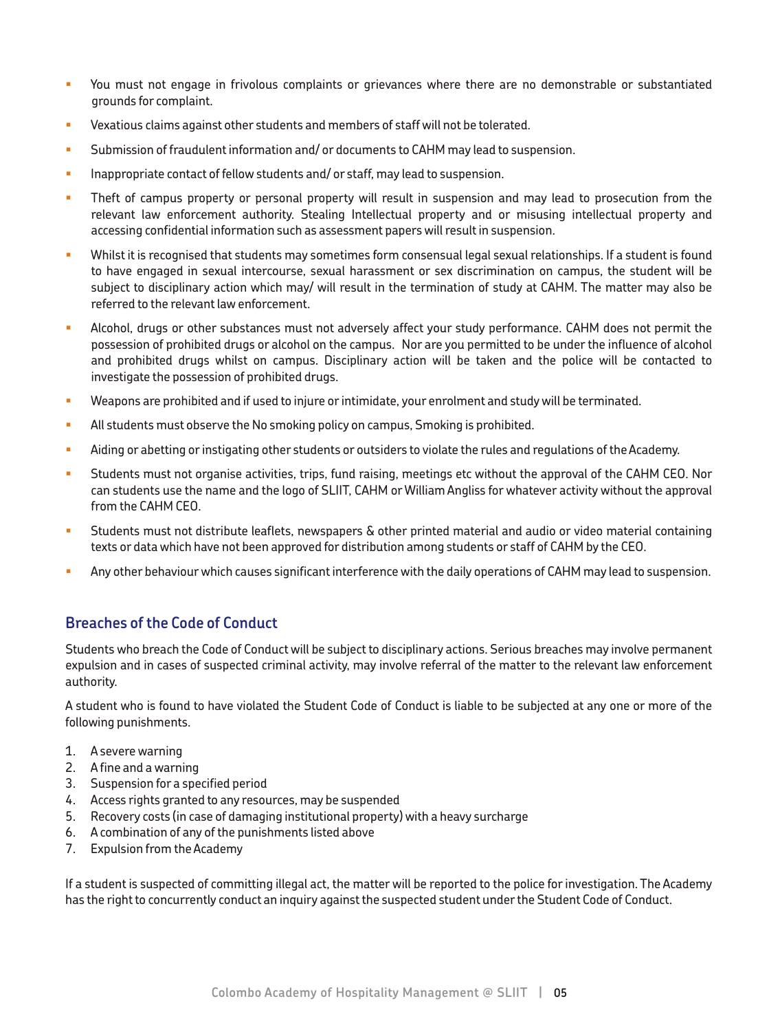- You must not engage in frivolous complaints or grievances where there are no demonstrable or substantiated grounds for complaint.
- Vexatious claims against other students and members of staff will not be tolerated.
- Submission of fraudulent information and/ or documents to CAHM may lead to suspension.
- Inappropriate contact of fellow students and/ or staff, may lead to suspension.
- Theft of campus property or personal property will result in suspension and may lead to prosecution from the relevant law enforcement authority. Stealing Intellectual property and or misusing intellectual property and accessing confidential information such as assessment papers will result in suspension.
- Whilst it is recognised that students may sometimes form consensual legal sexual relationships. If a student is found to have engaged in sexual intercourse, sexual harassment or sex discrimination on campus, the student will be subject to disciplinary action which may/ will result in the termination of study at CAHM. The matter may also be referred to the relevant law enforcement.
- Alcohol, drugs or other substances must not adversely affect your study performance. CAHM does not permit the possession of prohibited drugs or alcohol on the campus. Nor are you permitted to be under the influence of alcohol and prohibited drugs whilst on campus. Disciplinary action will be taken and the police will be contacted to investigate the possession of prohibited drugs.
- Weapons are prohibited and if used to injure or intimidate, your enrolment and study will be terminated.
- All students must observe the No smoking policy on campus, Smoking is prohibited.
- Aiding or abetting or instigating other students or outsiders to violate the rules and regulations of the Academy.
- Students must not organise activities, trips, fund raising, meetings etc without the approval of the CAHM CEO. Nor can students use the name and the logo of SLIIT, CAHM or William Angliss for whatever activity without the approval from the CAHM CEO.
- Students must not distribute leaflets, newspapers & other printed material and audio or video material containing texts or data which have not been approved for distribution among students or staff of CAHM by the CEO.
- Any other behaviour which causes significant interference with the daily operations of CAHM may lead to suspension.

## Breaches of the Code of Conduct

Students who breach the Code of Conduct will be subject to disciplinary actions. Serious breaches may involve permanent expulsion and in cases of suspected criminal activity, may involve referral of the matter to the relevant law enforcement authority.

A student who is found to have violated the Student Code of Conduct is liable to be subjected at any one or more of the following punishments.

1. A severe warning
2. A fine and a warning
3. Suspension for a specified period
4. Access rights granted to any resources, may be suspended
5. Recovery costs (in case of damaging institutional property) with a heavy surcharge
6. A combination of any of the punishments listed above
7. Expulsion from the Academy

If a student is suspected of committing illegal act, the matter will be reported to the police for investigation. The Academy has the right to concurrently conduct an inquiry against the suspected student under the Student Code of Conduct.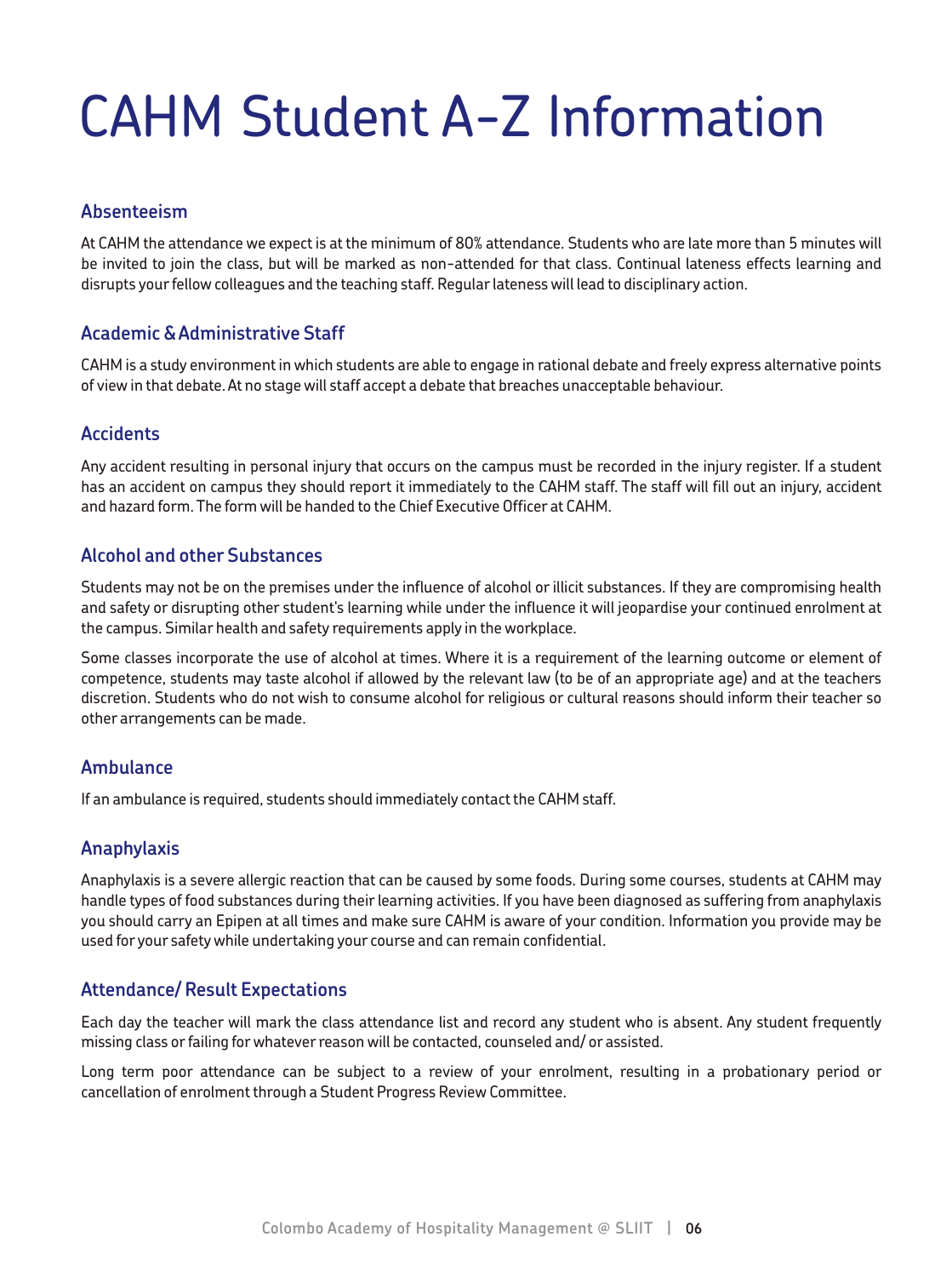# CAHM Student A-Z Information

## Absenteeism

At CAHM the attendance we expect is at the minimum of 80% attendance. Students who are late more than 5 minutes will be invited to join the class, but will be marked as non-attended for that class. Continual lateness effects learning and disrupts your fellow colleagues and the teaching staff. Regular lateness will lead to disciplinary action.

## Academic & Administrative Staff

CAHM is a study environment in which students are able to engage in rational debate and freely express alternative points of view in that debate. At no stage will staff accept a debate that breaches unacceptable behaviour.

## Accidents

Any accident resulting in personal injury that occurs on the campus must be recorded in the injury register. If a student has an accident on campus they should report it immediately to the CAHM staff. The staff will fill out an injury, accident and hazard form. The form will be handed to the Chief Executive Officer at CAHM.

## Alcohol and other Substances

Students may not be on the premises under the influence of alcohol or illicit substances. If they are compromising health and safety or disrupting other student's learning while under the influence it will jeopardise your continued enrolment at the campus. Similar health and safety requirements apply in the workplace.

Some classes incorporate the use of alcohol at times. Where it is a requirement of the learning outcome or element of competence, students may taste alcohol if allowed by the relevant law (to be of an appropriate age) and at the teachers discretion. Students who do not wish to consume alcohol for religious or cultural reasons should inform their teacher so other arrangements can be made.

## Ambulance

If an ambulance is required, students should immediately contact the CAHM staff.

## Anaphylaxis

Anaphylaxis is a severe allergic reaction that can be caused by some foods. During some courses, students at CAHM may handle types of food substances during their learning activities. If you have been diagnosed as suffering from anaphylaxis you should carry an Epipen at all times and make sure CAHM is aware of your condition. Information you provide may be used for your safety while undertaking your course and can remain confidential.

## Attendance/ Result Expectations

Each day the teacher will mark the class attendance list and record any student who is absent. Any student frequently missing class or failing for whatever reason will be contacted, counseled and/ or assisted.

Long term poor attendance can be subject to a review of your enrolment, resulting in a probationary period or cancellation of enrolment through a Student Progress Review Committee.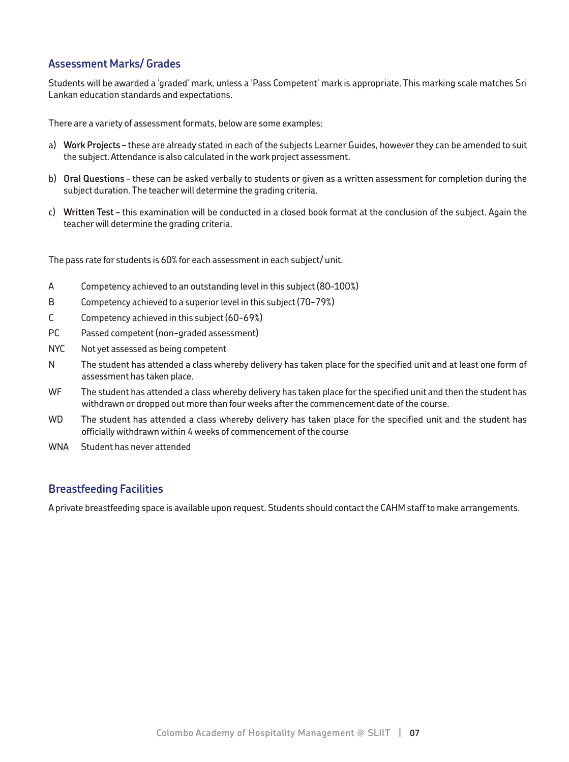## Assessment Marks/ Grades

Students will be awarded a 'graded' mark, unless a 'Pass Competent' mark is appropriate. This marking scale matches Sri Lankan education standards and expectations.

There are a variety of assessment formats, below are some examples:

a) **Work Projects** – these are already stated in each of the subjects Learner Guides, however they can be amended to suit the subject. Attendance is also calculated in the work project assessment.

b) **Oral Questions** – these can be asked verbally to students or given as a written assessment for completion during the subject duration. The teacher will determine the grading criteria.

c) **Written Test** – this examination will be conducted in a closed book format at the conclusion of the subject. Again the teacher will determine the grading criteria.

The pass rate for students is 60% for each assessment in each subject/ unit.

| | |
|---|---|
| A | Competency achieved to an outstanding level in this subject (80–100%) |
| B | Competency achieved to a superior level in this subject (70-79%) |
| C | Competency achieved in this subject (60-69%) |
| PC | Passed competent (non-graded assessment) |
| NYC | Not yet assessed as being competent |
| N | The student has attended a class whereby delivery has taken place for the specified unit and at least one form of assessment has taken place. |
| WF | The student has attended a class whereby delivery has taken place for the specified unit and then the student has withdrawn or dropped out more than four weeks after the commencement date of the course. |
| WD | The student has attended a class whereby delivery has taken place for the specified unit and the student has officially withdrawn within 4 weeks of commencement of the course |
| WNA | Student has never attended |

## Breastfeeding Facilities

A private breastfeeding space is available upon request. Students should contact the CAHM staff to make arrangements.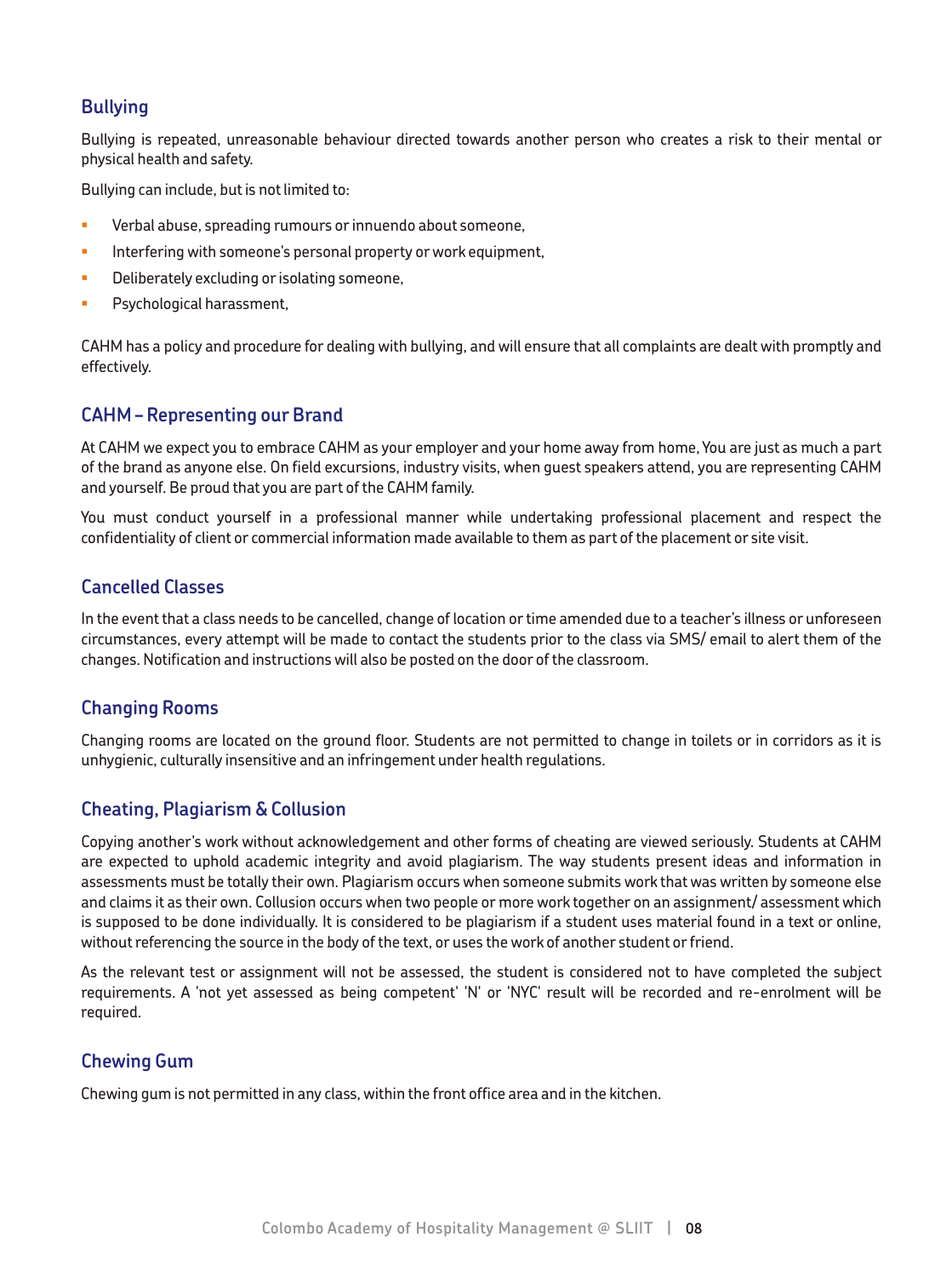## Bullying

Bullying is repeated, unreasonable behaviour directed towards another person who creates a risk to their mental or physical health and safety.

Bullying can include, but is not limited to:

- Verbal abuse, spreading rumours or innuendo about someone,
- Interfering with someone's personal property or work equipment,
- Deliberately excluding or isolating someone,
- Psychological harassment,

CAHM has a policy and procedure for dealing with bullying, and will ensure that all complaints are dealt with promptly and effectively.

## CAHM – Representing our Brand

At CAHM we expect you to embrace CAHM as your employer and your home away from home, You are just as much a part of the brand as anyone else. On field excursions, industry visits, when guest speakers attend, you are representing CAHM and yourself. Be proud that you are part of the CAHM family.

You must conduct yourself in a professional manner while undertaking professional placement and respect the confidentiality of client or commercial information made available to them as part of the placement or site visit.

## Cancelled Classes

In the event that a class needs to be cancelled, change of location or time amended due to a teacher's illness or unforeseen circumstances, every attempt will be made to contact the students prior to the class via SMS/ email to alert them of the changes. Notification and instructions will also be posted on the door of the classroom.

## Changing Rooms

Changing rooms are located on the ground floor. Students are not permitted to change in toilets or in corridors as it is unhygienic, culturally insensitive and an infringement under health regulations.

## Cheating, Plagiarism & Collusion

Copying another's work without acknowledgement and other forms of cheating are viewed seriously. Students at CAHM are expected to uphold academic integrity and avoid plagiarism. The way students present ideas and information in assessments must be totally their own. Plagiarism occurs when someone submits work that was written by someone else and claims it as their own. Collusion occurs when two people or more work together on an assignment/ assessment which is supposed to be done individually. It is considered to be plagiarism if a student uses material found in a text or online, without referencing the source in the body of the text, or uses the work of another student or friend.

As the relevant test or assignment will not be assessed, the student is considered not to have completed the subject requirements. A 'not yet assessed as being competent' 'N' or 'NYC' result will be recorded and re-enrolment will be required.

## Chewing Gum

Chewing gum is not permitted in any class, within the front office area and in the kitchen.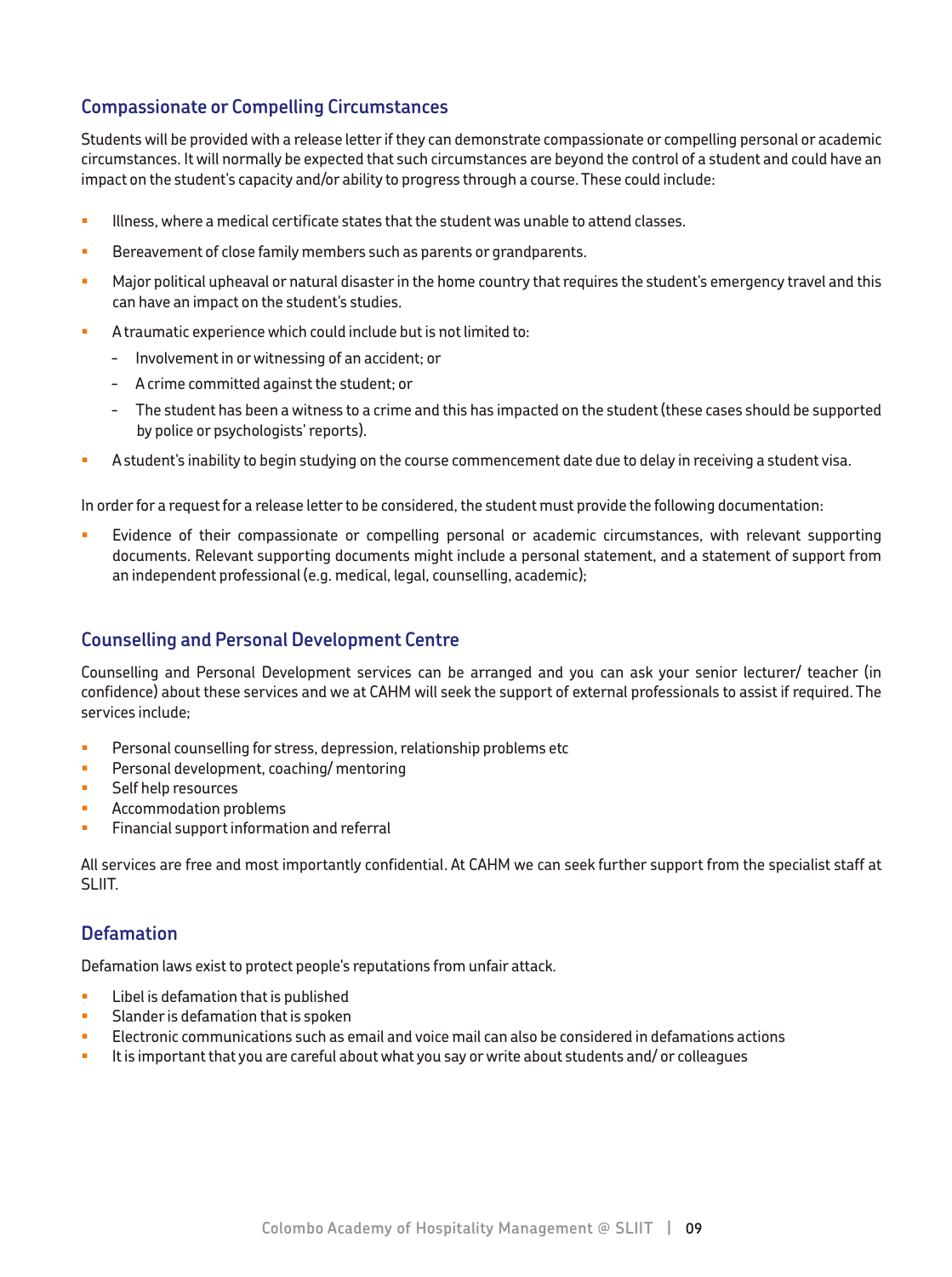## Compassionate or Compelling Circumstances

Students will be provided with a release letter if they can demonstrate compassionate or compelling personal or academic circumstances. It will normally be expected that such circumstances are beyond the control of a student and could have an impact on the student's capacity and/or ability to progress through a course. These could include:

- Illness, where a medical certificate states that the student was unable to attend classes.
- Bereavement of close family members such as parents or grandparents.
- Major political upheaval or natural disaster in the home country that requires the student's emergency travel and this can have an impact on the student's studies.
- A traumatic experience which could include but is not limited to:
  - Involvement in or witnessing of an accident; or
  - A crime committed against the student; or
  - The student has been a witness to a crime and this has impacted on the student (these cases should be supported by police or psychologists' reports).
- A student's inability to begin studying on the course commencement date due to delay in receiving a student visa.

In order for a request for a release letter to be considered, the student must provide the following documentation:

- Evidence of their compassionate or compelling personal or academic circumstances, with relevant supporting documents. Relevant supporting documents might include a personal statement, and a statement of support from an independent professional (e.g. medical, legal, counselling, academic);

## Counselling and Personal Development Centre

Counselling and Personal Development services can be arranged and you can ask your senior lecturer/ teacher (in confidence) about these services and we at CAHM will seek the support of external professionals to assist if required. The services include;

- Personal counselling for stress, depression, relationship problems etc
- Personal development, coaching/ mentoring
- Self help resources
- Accommodation problems
- Financial support information and referral

All services are free and most importantly confidential. At CAHM we can seek further support from the specialist staff at SLIIT.

## Defamation

Defamation laws exist to protect people's reputations from unfair attack.

- Libel is defamation that is published
- Slander is defamation that is spoken
- Electronic communications such as email and voice mail can also be considered in defamations actions
- It is important that you are careful about what you say or write about students and/ or colleagues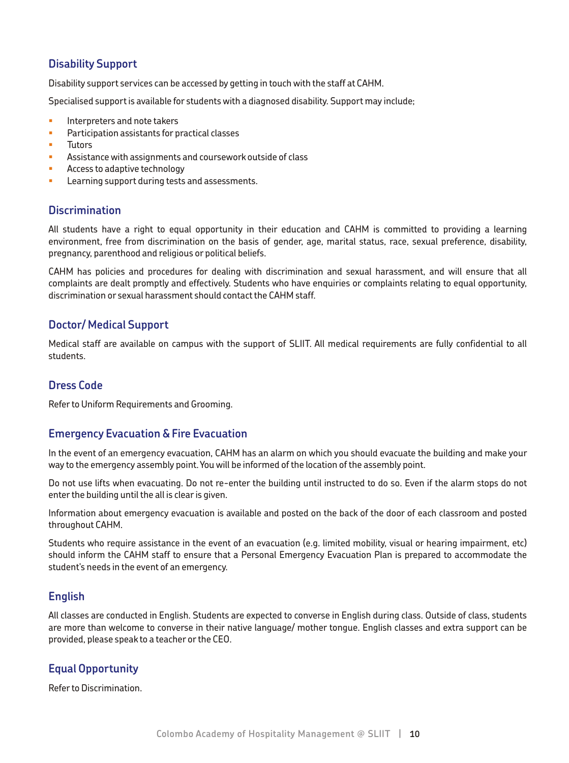## Disability Support

Disability support services can be accessed by getting in touch with the staff at CAHM.

Specialised support is available for students with a diagnosed disability. Support may include;

- Interpreters and note takers
- Participation assistants for practical classes
- Tutors
- Assistance with assignments and coursework outside of class
- Access to adaptive technology
- Learning support during tests and assessments.

## Discrimination

All students have a right to equal opportunity in their education and CAHM is committed to providing a learning environment, free from discrimination on the basis of gender, age, marital status, race, sexual preference, disability, pregnancy, parenthood and religious or political beliefs.

CAHM has policies and procedures for dealing with discrimination and sexual harassment, and will ensure that all complaints are dealt promptly and effectively. Students who have enquiries or complaints relating to equal opportunity, discrimination or sexual harassment should contact the CAHM staff.

## Doctor/ Medical Support

Medical staff are available on campus with the support of SLIIT. All medical requirements are fully confidential to all students.

## Dress Code

Refer to Uniform Requirements and Grooming.

## Emergency Evacuation & Fire Evacuation

In the event of an emergency evacuation, CAHM has an alarm on which you should evacuate the building and make your way to the emergency assembly point. You will be informed of the location of the assembly point.

Do not use lifts when evacuating. Do not re-enter the building until instructed to do so. Even if the alarm stops do not enter the building until the all is clear is given.

Information about emergency evacuation is available and posted on the back of the door of each classroom and posted throughout CAHM.

Students who require assistance in the event of an evacuation (e.g. limited mobility, visual or hearing impairment, etc) should inform the CAHM staff to ensure that a Personal Emergency Evacuation Plan is prepared to accommodate the student's needs in the event of an emergency.

## English

All classes are conducted in English. Students are expected to converse in English during class. Outside of class, students are more than welcome to converse in their native language/ mother tongue. English classes and extra support can be provided, please speak to a teacher or the CEO.

## Equal Opportunity

Refer to Discrimination.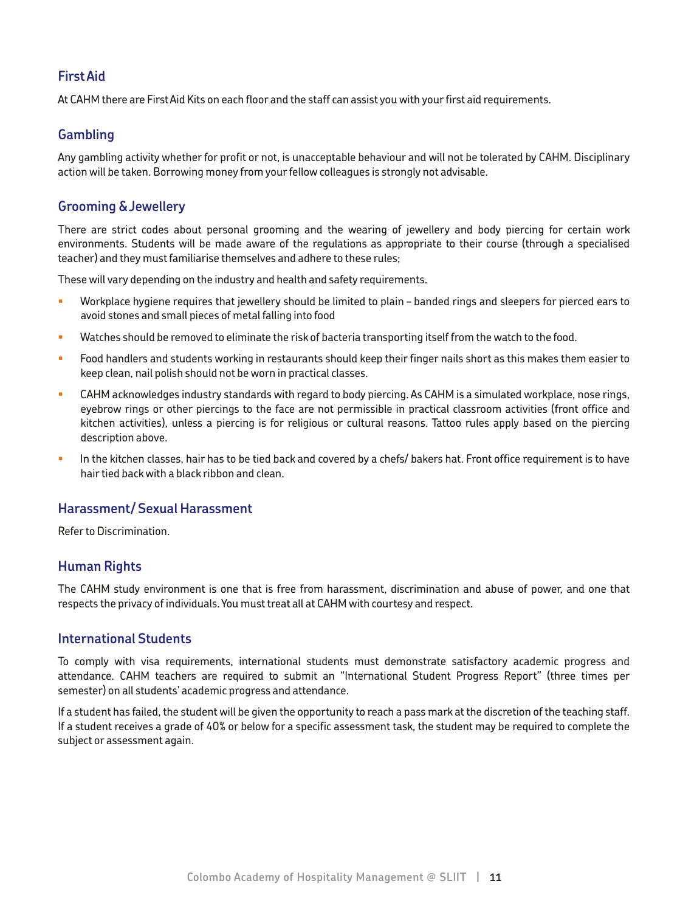## First Aid

At CAHM there are First Aid Kits on each floor and the staff can assist you with your first aid requirements.

## Gambling

Any gambling activity whether for profit or not, is unacceptable behaviour and will not be tolerated by CAHM. Disciplinary action will be taken. Borrowing money from your fellow colleagues is strongly not advisable.

## Grooming & Jewellery

There are strict codes about personal grooming and the wearing of jewellery and body piercing for certain work environments. Students will be made aware of the regulations as appropriate to their course (through a specialised teacher) and they must familiarise themselves and adhere to these rules;

These will vary depending on the industry and health and safety requirements.

- Workplace hygiene requires that jewellery should be limited to plain – banded rings and sleepers for pierced ears to avoid stones and small pieces of metal falling into food
- Watches should be removed to eliminate the risk of bacteria transporting itself from the watch to the food.
- Food handlers and students working in restaurants should keep their finger nails short as this makes them easier to keep clean, nail polish should not be worn in practical classes.
- CAHM acknowledges industry standards with regard to body piercing. As CAHM is a simulated workplace, nose rings, eyebrow rings or other piercings to the face are not permissible in practical classroom activities (front office and kitchen activities), unless a piercing is for religious or cultural reasons. Tattoo rules apply based on the piercing description above.
- In the kitchen classes, hair has to be tied back and covered by a chefs/ bakers hat. Front office requirement is to have hair tied back with a black ribbon and clean.

## Harassment/ Sexual Harassment

Refer to Discrimination.

## Human Rights

The CAHM study environment is one that is free from harassment, discrimination and abuse of power, and one that respects the privacy of individuals. You must treat all at CAHM with courtesy and respect.

## International Students

To comply with visa requirements, international students must demonstrate satisfactory academic progress and attendance. CAHM teachers are required to submit an "International Student Progress Report" (three times per semester) on all students' academic progress and attendance.

If a student has failed, the student will be given the opportunity to reach a pass mark at the discretion of the teaching staff. If a student receives a grade of 40% or below for a specific assessment task, the student may be required to complete the subject or assessment again.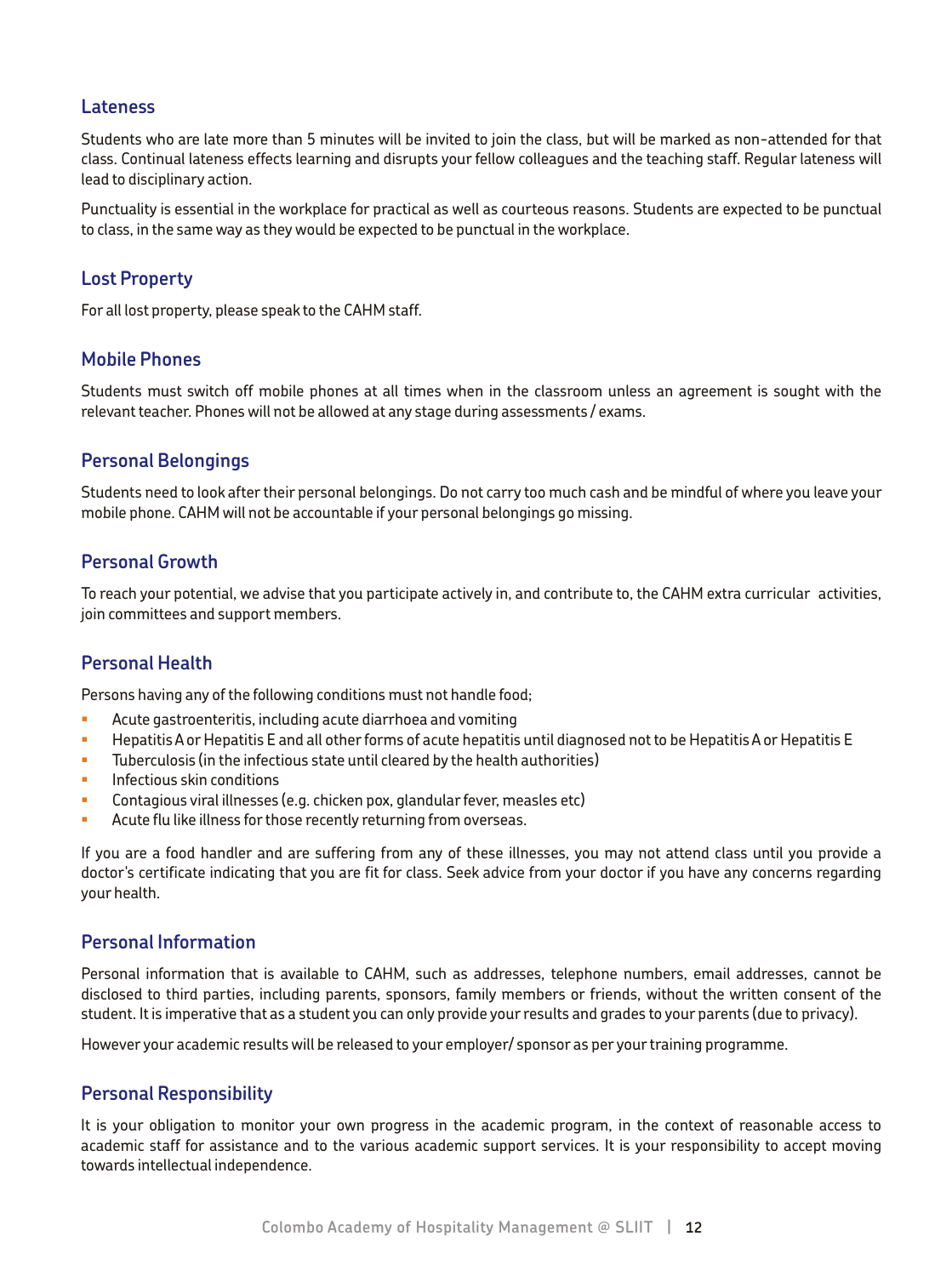## Lateness

Students who are late more than 5 minutes will be invited to join the class, but will be marked as non-attended for that class. Continual lateness effects learning and disrupts your fellow colleagues and the teaching staff. Regular lateness will lead to disciplinary action.

Punctuality is essential in the workplace for practical as well as courteous reasons. Students are expected to be punctual to class, in the same way as they would be expected to be punctual in the workplace.

## Lost Property

For all lost property, please speak to the CAHM staff.

## Mobile Phones

Students must switch off mobile phones at all times when in the classroom unless an agreement is sought with the relevant teacher. Phones will not be allowed at any stage during assessments / exams.

## Personal Belongings

Students need to look after their personal belongings. Do not carry too much cash and be mindful of where you leave your mobile phone. CAHM will not be accountable if your personal belongings go missing.

## Personal Growth

To reach your potential, we advise that you participate actively in, and contribute to, the CAHM extra curricular activities, join committees and support members.

## Personal Health

Persons having any of the following conditions must not handle food;

- Acute gastroenteritis, including acute diarrhoea and vomiting
- Hepatitis A or Hepatitis E and all other forms of acute hepatitis until diagnosed not to be Hepatitis A or Hepatitis E
- Tuberculosis (in the infectious state until cleared by the health authorities)
- Infectious skin conditions
- Contagious viral illnesses (e.g. chicken pox, glandular fever, measles etc)
- Acute flu like illness for those recently returning from overseas.

If you are a food handler and are suffering from any of these illnesses, you may not attend class until you provide a doctor's certificate indicating that you are fit for class. Seek advice from your doctor if you have any concerns regarding your health.

## Personal Information

Personal information that is available to CAHM, such as addresses, telephone numbers, email addresses, cannot be disclosed to third parties, including parents, sponsors, family members or friends, without the written consent of the student. It is imperative that as a student you can only provide your results and grades to your parents (due to privacy).

However your academic results will be released to your employer/ sponsor as per your training programme.

## Personal Responsibility

It is your obligation to monitor your own progress in the academic program, in the context of reasonable access to academic staff for assistance and to the various academic support services. It is your responsibility to accept moving towards intellectual independence.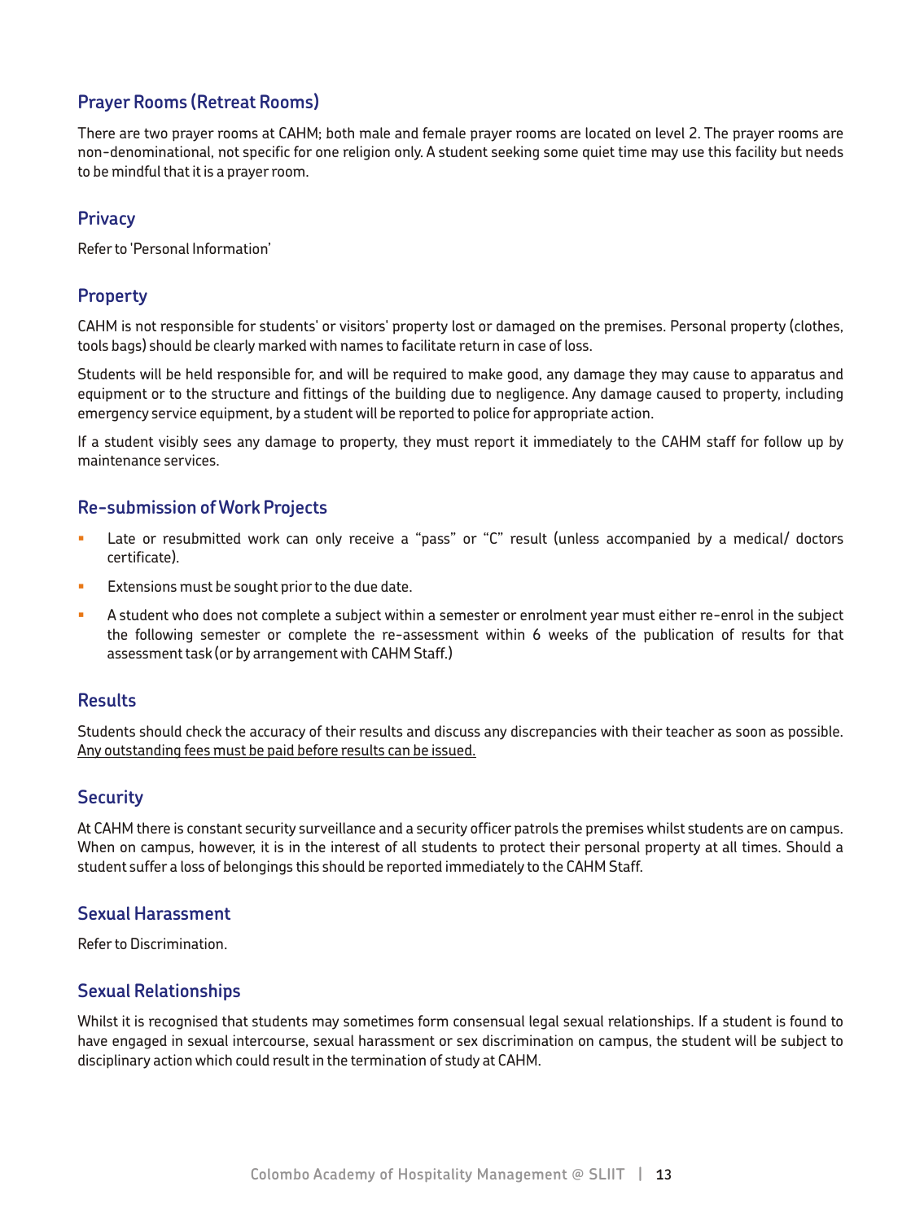## Prayer Rooms (Retreat Rooms)

There are two prayer rooms at CAHM; both male and female prayer rooms are located on level 2. The prayer rooms are non-denominational, not specific for one religion only. A student seeking some quiet time may use this facility but needs to be mindful that it is a prayer room.

## Privacy

Refer to 'Personal Information'

## Property

CAHM is not responsible for students' or visitors' property lost or damaged on the premises. Personal property (clothes, tools bags) should be clearly marked with names to facilitate return in case of loss.

Students will be held responsible for, and will be required to make good, any damage they may cause to apparatus and equipment or to the structure and fittings of the building due to negligence. Any damage caused to property, including emergency service equipment, by a student will be reported to police for appropriate action.

If a student visibly sees any damage to property, they must report it immediately to the CAHM staff for follow up by maintenance services.

## Re-submission of Work Projects

- Late or resubmitted work can only receive a "pass" or "C" result (unless accompanied by a medical/ doctors certificate).
- Extensions must be sought prior to the due date.
- A student who does not complete a subject within a semester or enrolment year must either re-enrol in the subject the following semester or complete the re-assessment within 6 weeks of the publication of results for that assessment task (or by arrangement with CAHM Staff.)

## Results

Students should check the accuracy of their results and discuss any discrepancies with their teacher as soon as possible. Any outstanding fees must be paid before results can be issued.

## Security

At CAHM there is constant security surveillance and a security officer patrols the premises whilst students are on campus. When on campus, however, it is in the interest of all students to protect their personal property at all times. Should a student suffer a loss of belongings this should be reported immediately to the CAHM Staff.

## Sexual Harassment

Refer to Discrimination.

## Sexual Relationships

Whilst it is recognised that students may sometimes form consensual legal sexual relationships. If a student is found to have engaged in sexual intercourse, sexual harassment or sex discrimination on campus, the student will be subject to disciplinary action which could result in the termination of study at CAHM.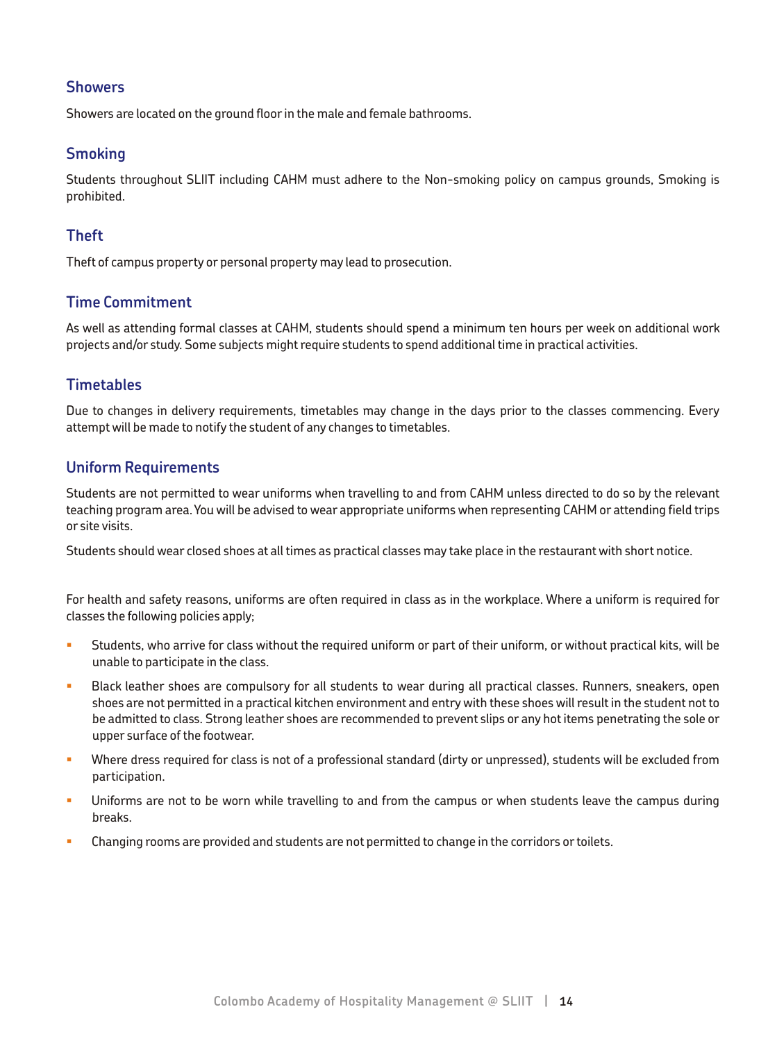## Showers

Showers are located on the ground floor in the male and female bathrooms.

## Smoking

Students throughout SLIIT including CAHM must adhere to the Non-smoking policy on campus grounds, Smoking is prohibited.

## Theft

Theft of campus property or personal property may lead to prosecution.

## Time Commitment

As well as attending formal classes at CAHM, students should spend a minimum ten hours per week on additional work projects and/or study. Some subjects might require students to spend additional time in practical activities.

## Timetables

Due to changes in delivery requirements, timetables may change in the days prior to the classes commencing. Every attempt will be made to notify the student of any changes to timetables.

## Uniform Requirements

Students are not permitted to wear uniforms when travelling to and from CAHM unless directed to do so by the relevant teaching program area. You will be advised to wear appropriate uniforms when representing CAHM or attending field trips or site visits.

Students should wear closed shoes at all times as practical classes may take place in the restaurant with short notice.

For health and safety reasons, uniforms are often required in class as in the workplace. Where a uniform is required for classes the following policies apply;

- Students, who arrive for class without the required uniform or part of their uniform, or without practical kits, will be unable to participate in the class.
- Black leather shoes are compulsory for all students to wear during all practical classes. Runners, sneakers, open shoes are not permitted in a practical kitchen environment and entry with these shoes will result in the student not to be admitted to class. Strong leather shoes are recommended to prevent slips or any hot items penetrating the sole or upper surface of the footwear.
- Where dress required for class is not of a professional standard (dirty or unpressed), students will be excluded from participation.
- Uniforms are not to be worn while travelling to and from the campus or when students leave the campus during breaks.
- Changing rooms are provided and students are not permitted to change in the corridors or toilets.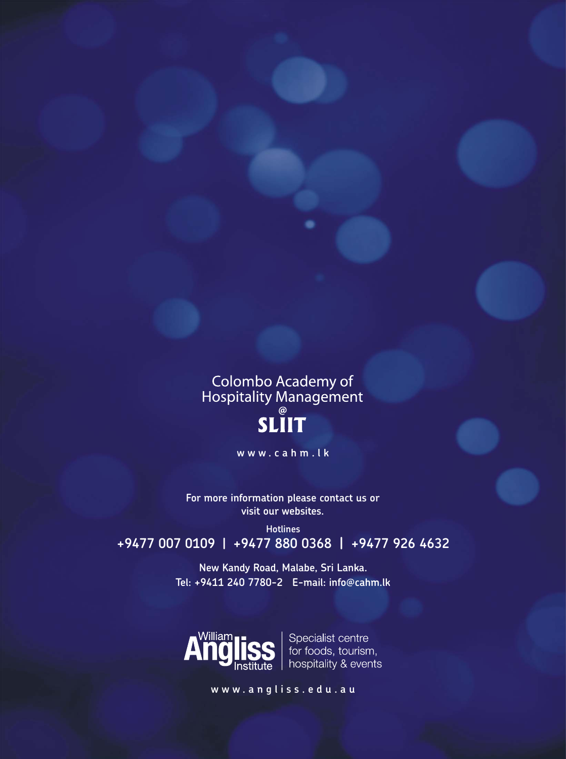Colombo Academy of Hospitality Management
@
SLIIT

www.cahm.lk

**For more information please contact us or visit our websites.**

**Hotlines**

**+9477 007 0109 | +9477 880 0368 | +9477 926 4632**

**New Kandy Road, Malabe, Sri Lanka.**
**Tel: +9411 240 7780-2 E-mail: info@cahm.lk**

William Angliss Institute | Specialist centre for foods, tourism, hospitality & events

www.angliss.edu.au